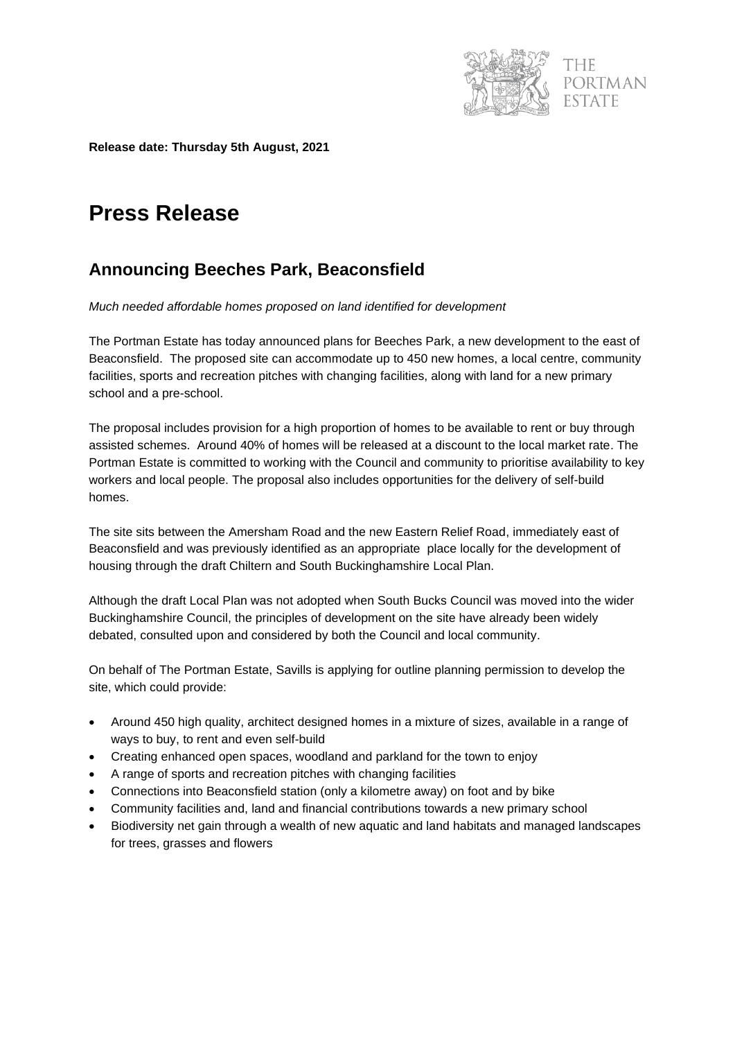THE PORTMAN ESTATE

**Release date: Thursday 5th August, 2021**

# Press Release

## Announcing Beeches Park, Beaconsfield

*Much needed affordable homes proposed on land identified for development*

The Portman Estate has today announced plans for Beeches Park, a new development to the east of Beaconsfield. The proposed site can accommodate up to 450 new homes, a local centre, community facilities, sports and recreation pitches with changing facilities, along with land for a new primary school and a pre-school.

The proposal includes provision for a high proportion of homes to be available to rent or buy through assisted schemes. Around 40% of homes will be released at a discount to the local market rate. The Portman Estate is committed to working with the Council and community to prioritise availability to key workers and local people. The proposal also includes opportunities for the delivery of self-build homes.

The site sits between the Amersham Road and the new Eastern Relief Road, immediately east of Beaconsfield and was previously identified as an appropriate place locally for the development of housing through the draft Chiltern and South Buckinghamshire Local Plan.

Although the draft Local Plan was not adopted when South Bucks Council was moved into the wider Buckinghamshire Council, the principles of development on the site have already been widely debated, consulted upon and considered by both the Council and local community.

On behalf of The Portman Estate, Savills is applying for outline planning permission to develop the site, which could provide:

- Around 450 high quality, architect designed homes in a mixture of sizes, available in a range of ways to buy, to rent and even self-build
- Creating enhanced open spaces, woodland and parkland for the town to enjoy
- A range of sports and recreation pitches with changing facilities
- Connections into Beaconsfield station (only a kilometre away) on foot and by bike
- Community facilities and, land and financial contributions towards a new primary school
- Biodiversity net gain through a wealth of new aquatic and land habitats and managed landscapes for trees, grasses and flowers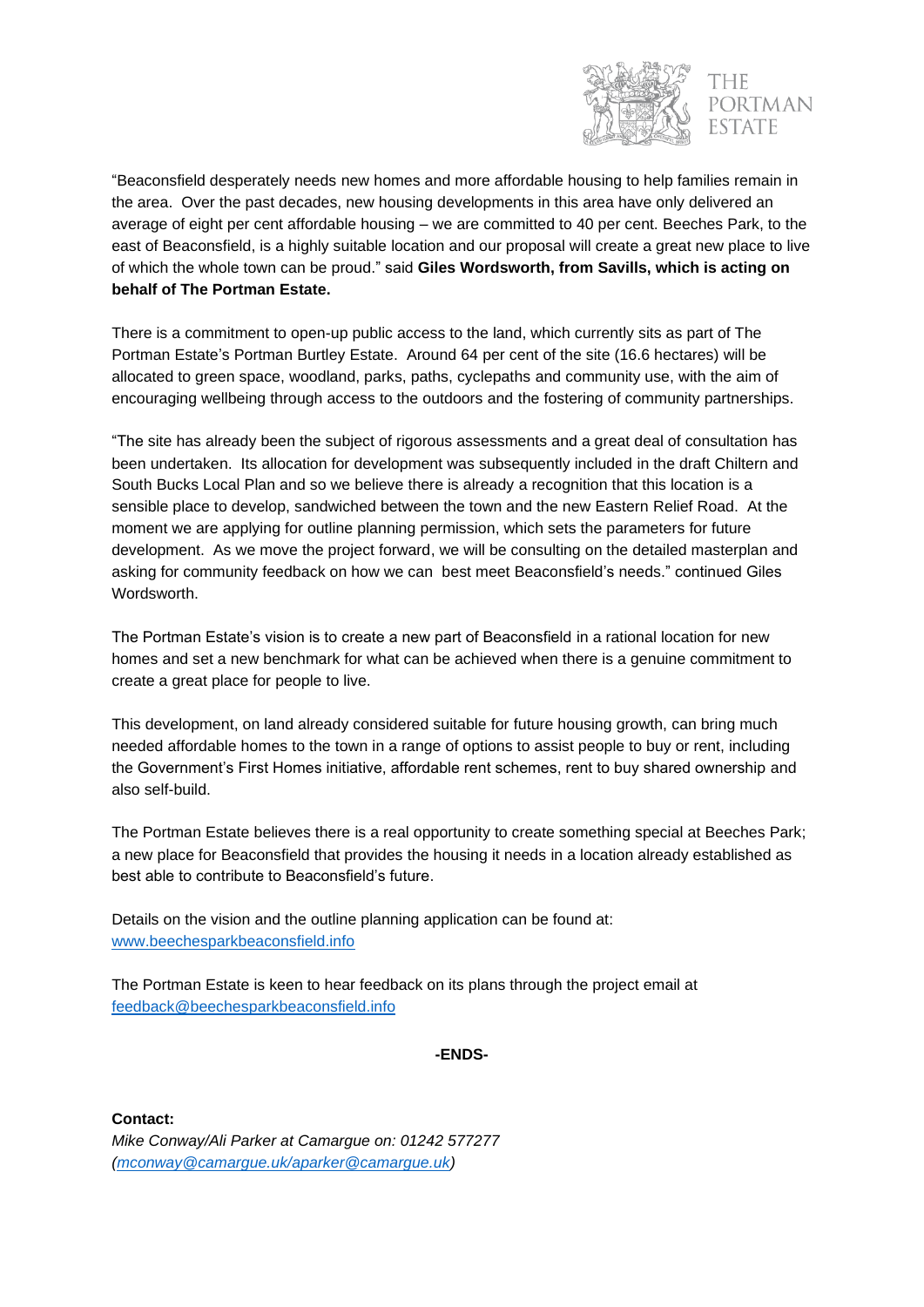"Beaconsfield desperately needs new homes and more affordable housing to help families remain in the area. Over the past decades, new housing developments in this area have only delivered an average of eight per cent affordable housing – we are committed to 40 per cent. Beeches Park, to the east of Beaconsfield, is a highly suitable location and our proposal will create a great new place to live of which the whole town can be proud." said **Giles Wordsworth, from Savills, which is acting on behalf of The Portman Estate.**

There is a commitment to open-up public access to the land, which currently sits as part of The Portman Estate's Portman Burtley Estate. Around 64 per cent of the site (16.6 hectares) will be allocated to green space, woodland, parks, paths, cyclepaths and community use, with the aim of encouraging wellbeing through access to the outdoors and the fostering of community partnerships.

"The site has already been the subject of rigorous assessments and a great deal of consultation has been undertaken. Its allocation for development was subsequently included in the draft Chiltern and South Bucks Local Plan and so we believe there is already a recognition that this location is a sensible place to develop, sandwiched between the town and the new Eastern Relief Road. At the moment we are applying for outline planning permission, which sets the parameters for future development. As we move the project forward, we will be consulting on the detailed masterplan and asking for community feedback on how we can best meet Beaconsfield's needs." continued Giles Wordsworth.

The Portman Estate's vision is to create a new part of Beaconsfield in a rational location for new homes and set a new benchmark for what can be achieved when there is a genuine commitment to create a great place for people to live.

This development, on land already considered suitable for future housing growth, can bring much needed affordable homes to the town in a range of options to assist people to buy or rent, including the Government's First Homes initiative, affordable rent schemes, rent to buy shared ownership and also self-build.

The Portman Estate believes there is a real opportunity to create something special at Beeches Park; a new place for Beaconsfield that provides the housing it needs in a location already established as best able to contribute to Beaconsfield's future.

Details on the vision and the outline planning application can be found at:
www.beechesparkbeaconsfield.info

The Portman Estate is keen to hear feedback on its plans through the project email at
feedback@beechesparkbeaconsfield.info

**-ENDS-**

**Contact:**
*Mike Conway/Ali Parker at Camargue on: 01242 577277 (mconway@camargue.uk/aparker@camargue.uk)*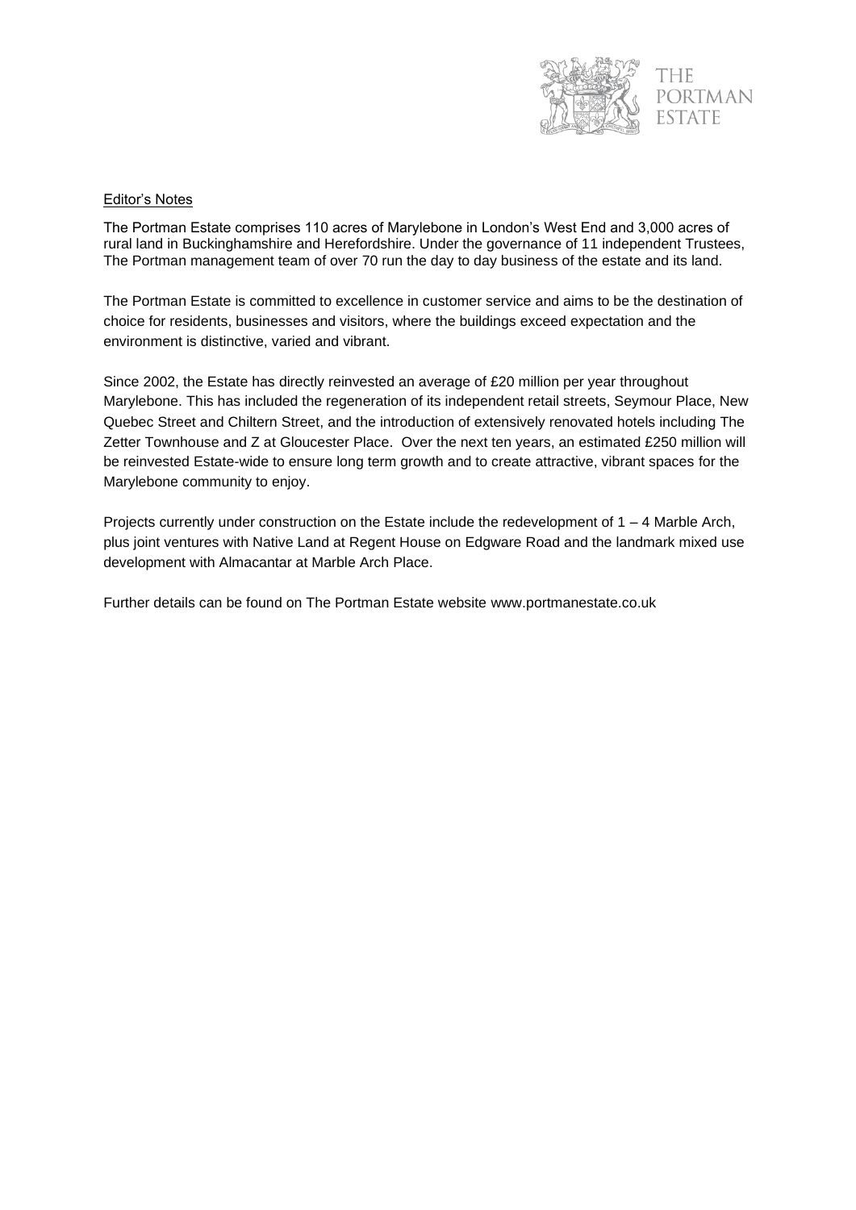THE PORTMAN ESTATE

Editor's Notes

The Portman Estate comprises 110 acres of Marylebone in London's West End and 3,000 acres of rural land in Buckinghamshire and Herefordshire. Under the governance of 11 independent Trustees, The Portman management team of over 70 run the day to day business of the estate and its land.

The Portman Estate is committed to excellence in customer service and aims to be the destination of choice for residents, businesses and visitors, where the buildings exceed expectation and the environment is distinctive, varied and vibrant.

Since 2002, the Estate has directly reinvested an average of £20 million per year throughout Marylebone. This has included the regeneration of its independent retail streets, Seymour Place, New Quebec Street and Chiltern Street, and the introduction of extensively renovated hotels including The Zetter Townhouse and Z at Gloucester Place. Over the next ten years, an estimated £250 million will be reinvested Estate-wide to ensure long term growth and to create attractive, vibrant spaces for the Marylebone community to enjoy.

Projects currently under construction on the Estate include the redevelopment of 1 – 4 Marble Arch, plus joint ventures with Native Land at Regent House on Edgware Road and the landmark mixed use development with Almacantar at Marble Arch Place.

Further details can be found on The Portman Estate website www.portmanestate.co.uk